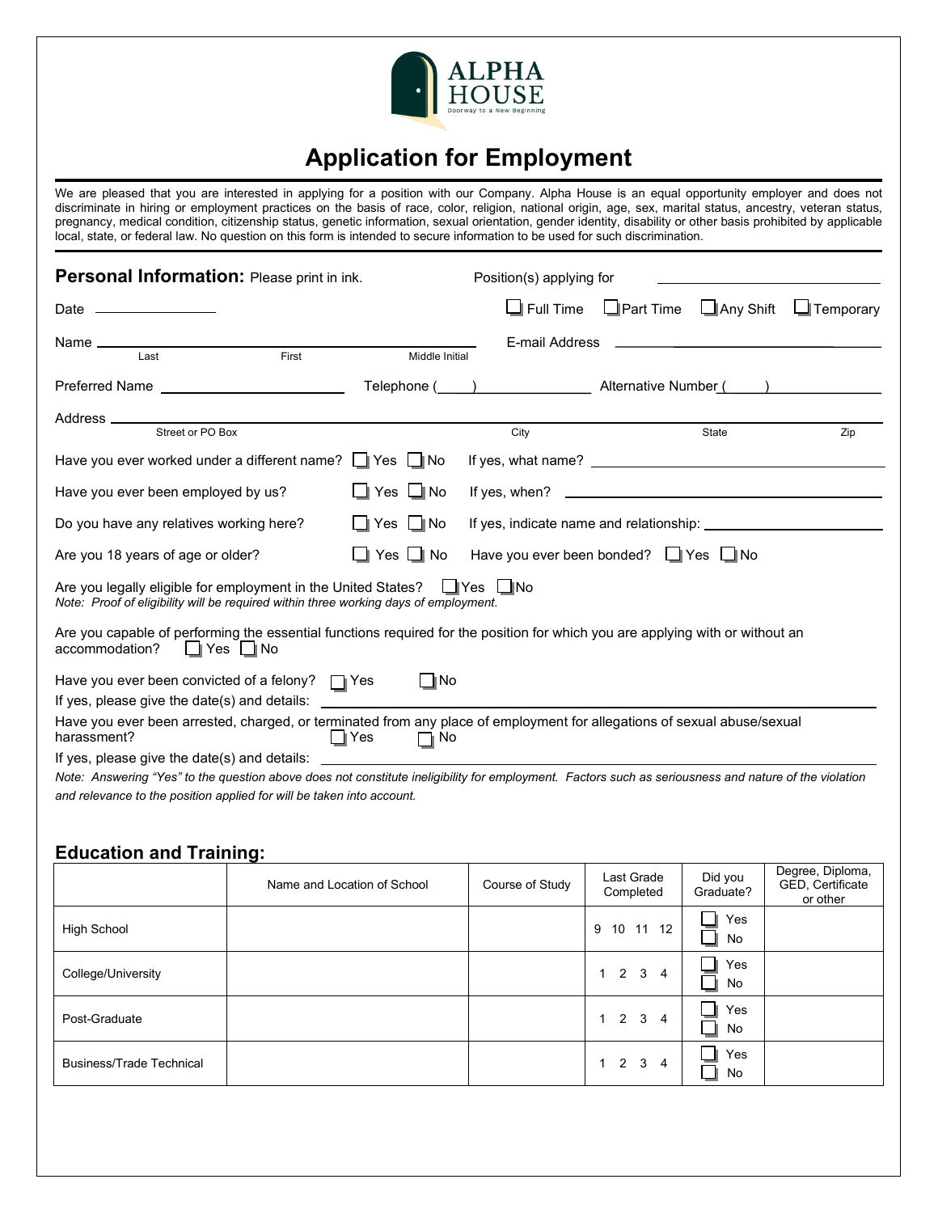ALPHA HOUSE
Doorway to a New Beginning

# Application for Employment

We are pleased that you are interested in applying for a position with our Company. Alpha House is an equal opportunity employer and does not discriminate in hiring or employment practices on the basis of race, color, religion, national origin, age, sex, marital status, ancestry, veteran status, pregnancy, medical condition, citizenship status, genetic information, sexual orientation, gender identity, disability or other basis prohibited by applicable local, state, or federal law. No question on this form is intended to secure information to be used for such discrimination.

## Personal Information: Please print in ink.

Position(s) applying for ____________________

Date ____________

☐ Full Time ☐ Part Time ☐ Any Shift ☐ Temporary

Name ______________________________
Last First Middle Initial

E-mail Address ____________________

Preferred Name ____________________ Telephone (____) ____________ Alternative Number (____) ____________

Address ______________________________________________
Street or PO Box City State Zip

Have you ever worked under a different name? ☐ Yes ☐ No If yes, what name? ____________________

Have you ever been employed by us? ☐ Yes ☐ No If yes, when? ____________________

Do you have any relatives working here? ☐ Yes ☐ No If yes, indicate name and relationship: ____________________

Are you 18 years of age or older? ☐ Yes ☐ No Have you ever been bonded? ☐ Yes ☐ No

Are you legally eligible for employment in the United States? ☐ Yes ☐ No
*Note: Proof of eligibility will be required within three working days of employment.*

Are you capable of performing the essential functions required for the position for which you are applying with or without an accommodation? ☐ Yes ☐ No

Have you ever been convicted of a felony? ☐ Yes ☐ No
If yes, please give the date(s) and details: ____________________

Have you ever been arrested, charged, or terminated from any place of employment for allegations of sexual abuse/sexual harassment? ☐ Yes ☐ No
If yes, please give the date(s) and details: ____________________

*Note: Answering "Yes" to the question above does not constitute ineligibility for employment. Factors such as seriousness and nature of the violation and relevance to the position applied for will be taken into account.*

## Education and Training:

| | Name and Location of School | Course of Study | Last Grade Completed | Did you Graduate? | Degree, Diploma, GED, Certificate or other |
|---|---|---|---|---|---|
| High School | | | 9 10 11 12 | ☐ Yes ☐ No | |
| College/University | | | 1 2 3 4 | ☐ Yes ☐ No | |
| Post-Graduate | | | 1 2 3 4 | ☐ Yes ☐ No | |
| Business/Trade Technical | | | 1 2 3 4 | ☐ Yes ☐ No | |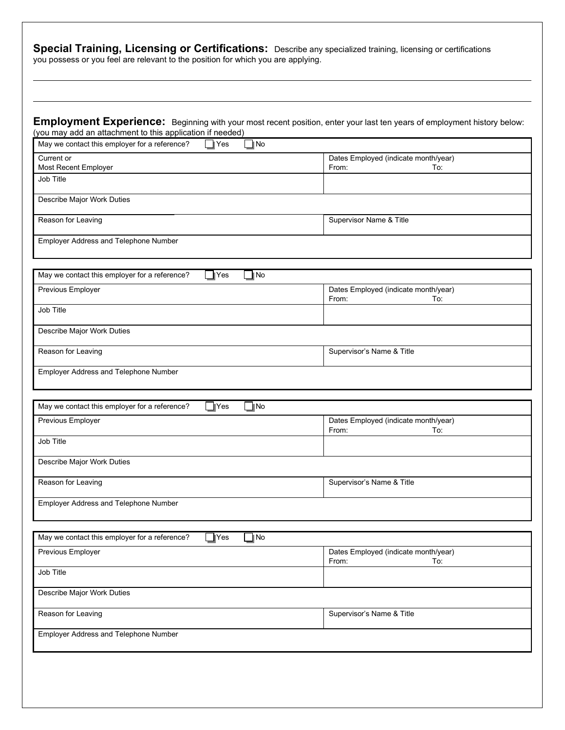**Special Training, Licensing or Certifications:** Describe any specialized training, licensing or certifications you possess or you feel are relevant to the position for which you are applying.

______________________________________________________________________________

______________________________________________________________________________

**Employment Experience:** Beginning with your most recent position, enter your last ten years of employment history below: (you may add an attachment to this application if needed)

| May we contact this employer for a reference? ☐ Yes ☐ No | |
|---|---|
| Current or Most Recent Employer | Dates Employed (indicate month/year) From: To: |
| Job Title | |
| Describe Major Work Duties | |
| Reason for Leaving | Supervisor Name & Title |
| Employer Address and Telephone Number | |

| May we contact this employer for a reference? ☐ Yes ☐ No | |
|---|---|
| Previous Employer | Dates Employed (indicate month/year) From: To: |
| Job Title | |
| Describe Major Work Duties | |
| Reason for Leaving | Supervisor's Name & Title |
| Employer Address and Telephone Number | |

| May we contact this employer for a reference? ☐ Yes ☐ No | |
|---|---|
| Previous Employer | Dates Employed (indicate month/year) From: To: |
| Job Title | |
| Describe Major Work Duties | |
| Reason for Leaving | Supervisor's Name & Title |
| Employer Address and Telephone Number | |

| May we contact this employer for a reference? ☐ Yes ☐ No | |
|---|---|
| Previous Employer | Dates Employed (indicate month/year) From: To: |
| Job Title | |
| Describe Major Work Duties | |
| Reason for Leaving | Supervisor's Name & Title |
| Employer Address and Telephone Number | |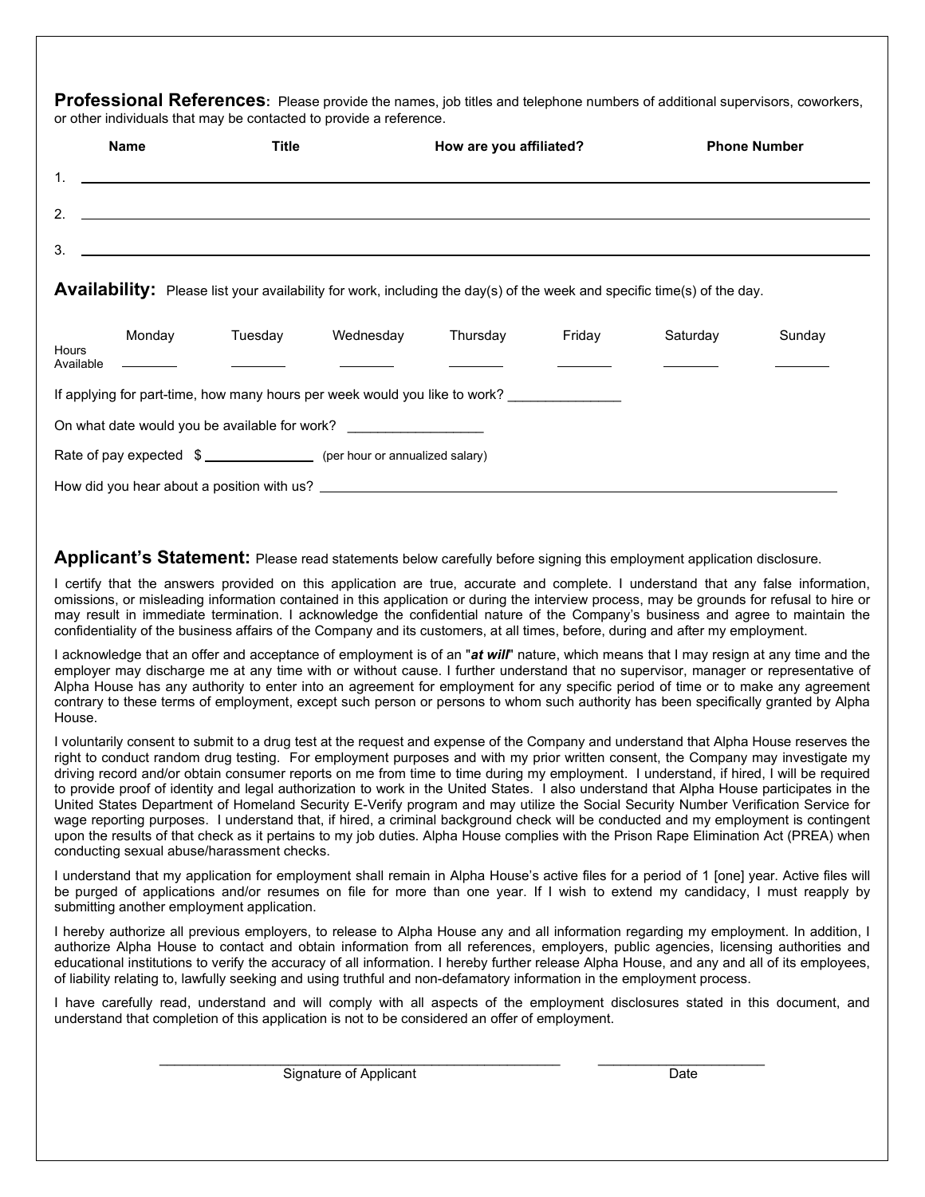**Professional References:** Please provide the names, job titles and telephone numbers of additional supervisors, coworkers, or other individuals that may be contacted to provide a reference.

| | Name | Title | How are you affiliated? | Phone Number |
|---|---|---|---|---|
| 1. | | | | |
| 2. | | | | |
| 3. | | | | |

**Availability:** Please list your availability for work, including the day(s) of the week and specific time(s) of the day.

| | Monday | Tuesday | Wednesday | Thursday | Friday | Saturday | Sunday |
|---|---|---|---|---|---|---|---|
| Hours Available | | | | | | | |

If applying for part-time, how many hours per week would you like to work? _______________

On what date would you be available for work? __________________

Rate of pay expected $ _______________ (per hour or annualized salary)

How did you hear about a position with us? ________________________________________________

**Applicant's Statement:** Please read statements below carefully before signing this employment application disclosure.

I certify that the answers provided on this application are true, accurate and complete. I understand that any false information, omissions, or misleading information contained in this application or during the interview process, may be grounds for refusal to hire or may result in immediate termination. I acknowledge the confidential nature of the Company's business and agree to maintain the confidentiality of the business affairs of the Company and its customers, at all times, before, during and after my employment.

I acknowledge that an offer and acceptance of employment is of an "***at will***" nature, which means that I may resign at any time and the employer may discharge me at any time with or without cause. I further understand that no supervisor, manager or representative of Alpha House has any authority to enter into an agreement for employment for any specific period of time or to make any agreement contrary to these terms of employment, except such person or persons to whom such authority has been specifically granted by Alpha House.

I voluntarily consent to submit to a drug test at the request and expense of the Company and understand that Alpha House reserves the right to conduct random drug testing. For employment purposes and with my prior written consent, the Company may investigate my driving record and/or obtain consumer reports on me from time to time during my employment. I understand, if hired, I will be required to provide proof of identity and legal authorization to work in the United States. I also understand that Alpha House participates in the United States Department of Homeland Security E-Verify program and may utilize the Social Security Number Verification Service for wage reporting purposes. I understand that, if hired, a criminal background check will be conducted and my employment is contingent upon the results of that check as it pertains to my job duties. Alpha House complies with the Prison Rape Elimination Act (PREA) when conducting sexual abuse/harassment checks.

I understand that my application for employment shall remain in Alpha House's active files for a period of 1 [one] year. Active files will be purged of applications and/or resumes on file for more than one year. If I wish to extend my candidacy, I must reapply by submitting another employment application.

I hereby authorize all previous employers, to release to Alpha House any and all information regarding my employment. In addition, I authorize Alpha House to contact and obtain information from all references, employers, public agencies, licensing authorities and educational institutions to verify the accuracy of all information. I hereby further release Alpha House, and any and all of its employees, of liability relating to, lawfully seeking and using truthful and non-defamatory information in the employment process.

I have carefully read, understand and will comply with all aspects of the employment disclosures stated in this document, and understand that completion of this application is not to be considered an offer of employment.

_____________________________________________ ______________________

Signature of Applicant Date